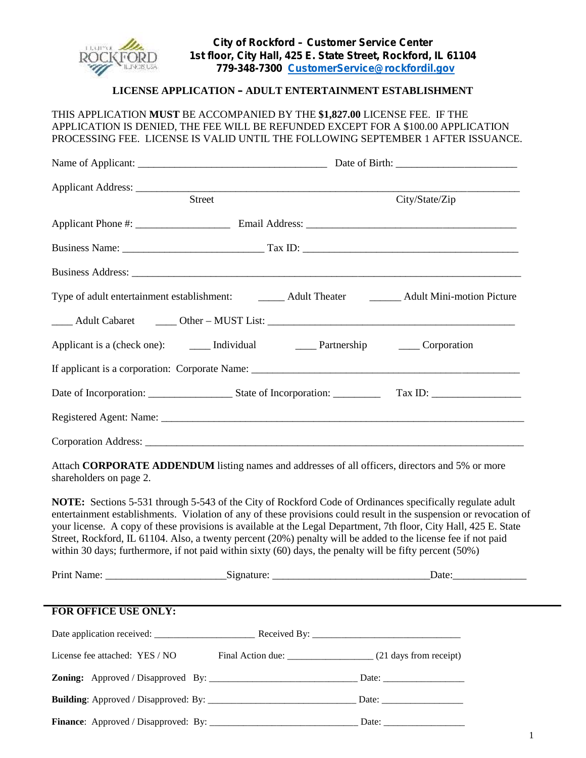**City of Rockford – Customer Service Center**
**1st floor, City Hall, 425 E. State Street, Rockford, IL 61104**
**779-348-7300 CustomerService@rockfordil.gov**

## LICENSE APPLICATION – ADULT ENTERTAINMENT ESTABLISHMENT

THIS APPLICATION **MUST** BE ACCOMPANIED BY THE **$1,827.00** LICENSE FEE. IF THE APPLICATION IS DENIED, THE FEE WILL BE REFUNDED EXCEPT FOR A $100.00 APPLICATION PROCESSING FEE. LICENSE IS VALID UNTIL THE FOLLOWING SEPTEMBER 1 AFTER ISSUANCE.

Name of Applicant: ___________________________________ Date of Birth: ______________________

Applicant Address: ___________________________________________________________________________
Street City/State/Zip

Applicant Phone #: _________________ Email Address: _______________________________________

Business Name: __________________________ Tax ID: ________________________________________

Business Address: ______________________________________________________________________

Type of adult entertainment establishment: _____ Adult Theater ______ Adult Mini-motion Picture

____ Adult Cabaret ____ Other – MUST List: _____________________________________________

Applicant is a (check one): ____ Individual ____ Partnership ____ Corporation

If applicant is a corporation: Corporate Name: _________________________________________________

Date of Incorporation: _______________ State of Incorporation: _________ Tax ID: ________________

Registered Agent: Name: __________________________________________________________________

Corporation Address: _____________________________________________________________________

Attach **CORPORATE ADDENDUM** listing names and addresses of all officers, directors and 5% or more shareholders on page 2.

**NOTE:** Sections 5-531 through 5-543 of the City of Rockford Code of Ordinances specifically regulate adult entertainment establishments. Violation of any of these provisions could result in the suspension or revocation of your license. A copy of these provisions is available at the Legal Department, 7th floor, City Hall, 425 E. State Street, Rockford, IL 61104. Also, a twenty percent (20%) penalty will be added to the license fee if not paid within 30 days; furthermore, if not paid within sixty (60) days, the penalty will be fifty percent (50%)

Print Name: ______________________Signature: _____________________________Date:______________

---

**FOR OFFICE USE ONLY:**

Date application received: ____________________ Received By: ______________________________

License fee attached: YES / NO Final Action due: _________________ (21 days from receipt)

**Zoning:** Approved / Disapproved By: ______________________________ Date: ________________

**Building**: Approved / Disapproved: By: ______________________________ Date: ________________

**Finance**: Approved / Disapproved: By: ______________________________ Date: ________________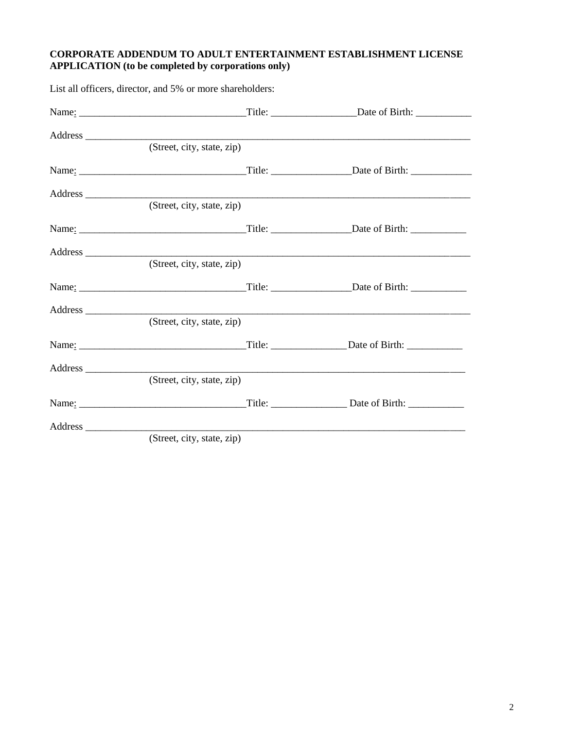**CORPORATE ADDENDUM TO ADULT ENTERTAINMENT ESTABLISHMENT LICENSE APPLICATION (to be completed by corporations only)**

List all officers, director, and 5% or more shareholders:

Name: ________________________________Title: ________________Date of Birth: ___________

Address ___________________________________________________________________________
(Street, city, state, zip)

Name: ________________________________Title: _______________Date of Birth: ____________

Address ___________________________________________________________________________
(Street, city, state, zip)

Name: ________________________________Title: _______________Date of Birth: ___________

Address ___________________________________________________________________________
(Street, city, state, zip)

Name: ________________________________Title: _______________Date of Birth: ___________

Address ___________________________________________________________________________
(Street, city, state, zip)

Name: ________________________________Title: ______________ Date of Birth: ___________

Address __________________________________________________________________________
(Street, city, state, zip)

Name: ________________________________Title: ______________ Date of Birth: ___________

Address __________________________________________________________________________
(Street, city, state, zip)